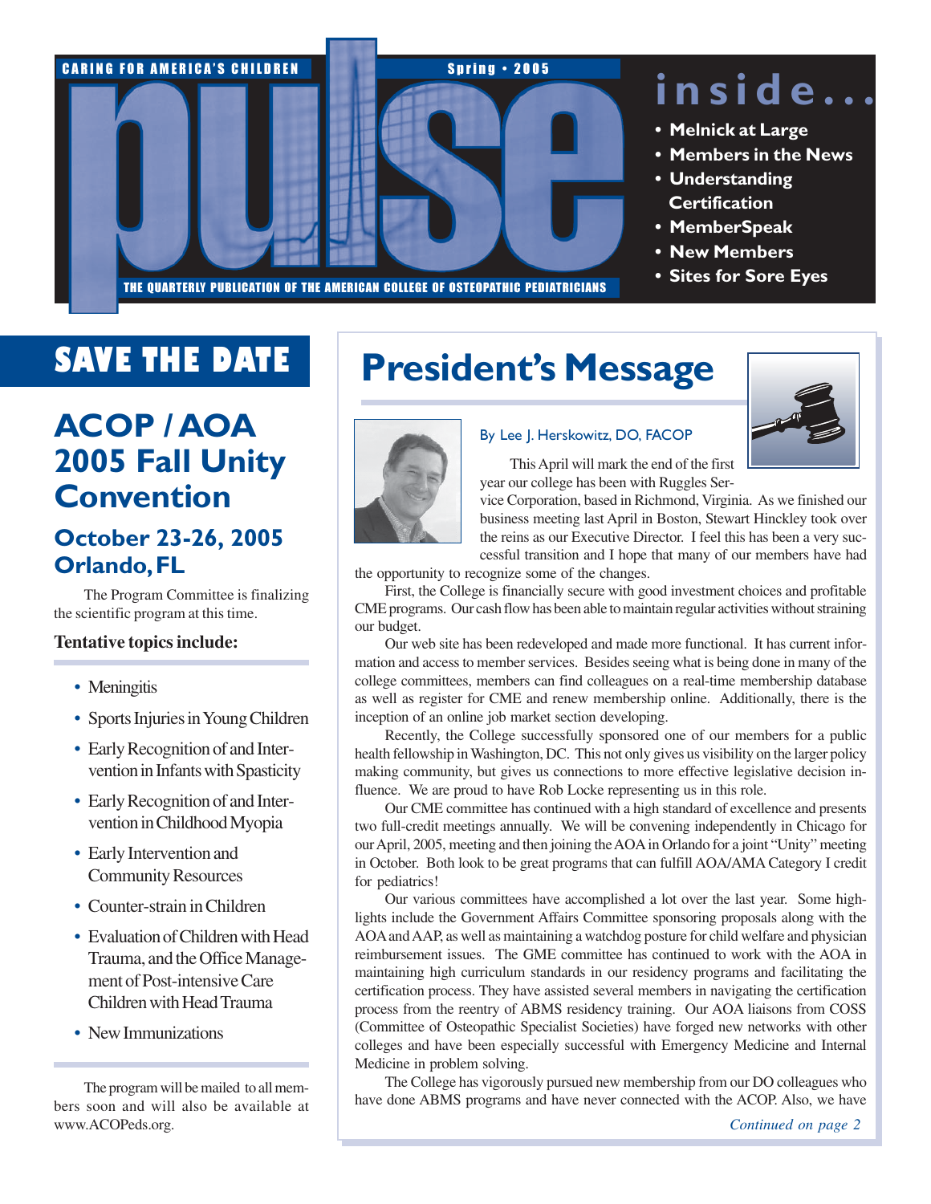CARING FOR AMERICA'S CHILDREN

Spring • 2005

# pulse

THE QUARTERLY PUBLICATION OF THE AMERICAN COLLEGE OF OSTEOPATHIC PEDIATRICIANS

## inside...

- Melnick at Large
- Members in the News
- Understanding Certification
- MemberSpeak
- New Members
- Sites for Sore Eyes

## SAVE THE DATE

### ACOP / AOA 2005 Fall Unity Convention

### October 23-26, 2005 Orlando, FL

The Program Committee is finalizing the scientific program at this time.

**Tentative topics include:**

- Meningitis
- Sports Injuries in Young Children
- Early Recognition of and Intervention in Infants with Spasticity
- Early Recognition of and Intervention in Childhood Myopia
- Early Intervention and Community Resources
- Counter-strain in Children
- Evaluation of Children with Head Trauma, and the Office Management of Post-intensive Care Children with Head Trauma
- New Immunizations

The program will be mailed to all members soon and will also be available at www.ACOPeds.org.

## President's Message

By Lee J. Herskowitz, DO, FACOP

This April will mark the end of the first year our college has been with Ruggles Service Corporation, based in Richmond, Virginia. As we finished our business meeting last April in Boston, Stewart Hinckley took over the reins as our Executive Director. I feel this has been a very successful transition and I hope that many of our members have had the opportunity to recognize some of the changes.

First, the College is financially secure with good investment choices and profitable CME programs. Our cash flow has been able to maintain regular activities without straining our budget.

Our web site has been redeveloped and made more functional. It has current information and access to member services. Besides seeing what is being done in many of the college committees, members can find colleagues on a real-time membership database as well as register for CME and renew membership online. Additionally, there is the inception of an online job market section developing.

Recently, the College successfully sponsored one of our members for a public health fellowship in Washington, DC. This not only gives us visibility on the larger policy making community, but gives us connections to more effective legislative decision influence. We are proud to have Rob Locke representing us in this role.

Our CME committee has continued with a high standard of excellence and presents two full-credit meetings annually. We will be convening independently in Chicago for our April, 2005, meeting and then joining the AOA in Orlando for a joint "Unity" meeting in October. Both look to be great programs that can fulfill AOA/AMA Category I credit for pediatrics!

Our various committees have accomplished a lot over the last year. Some highlights include the Government Affairs Committee sponsoring proposals along with the AOA and AAP, as well as maintaining a watchdog posture for child welfare and physician reimbursement issues. The GME committee has continued to work with the AOA in maintaining high curriculum standards in our residency programs and facilitating the certification process. They have assisted several members in navigating the certification process from the reentry of ABMS residency training. Our AOA liaisons from COSS (Committee of Osteopathic Specialist Societies) have forged new networks with other colleges and have been especially successful with Emergency Medicine and Internal Medicine in problem solving.

The College has vigorously pursued new membership from our DO colleagues who have done ABMS programs and have never connected with the ACOP. Also, we have

*Continued on page 2*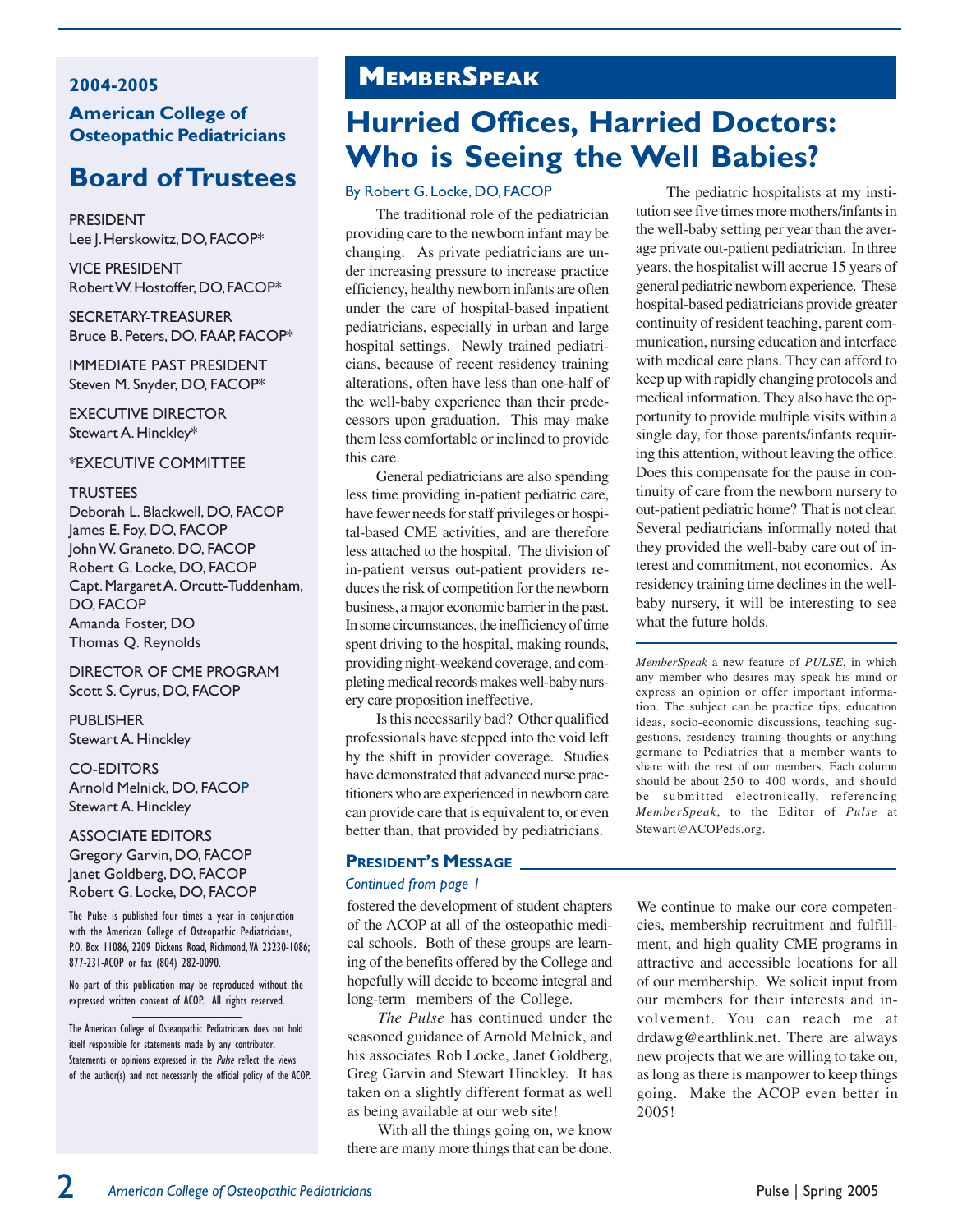## 2004-2005

### American College of Osteopathic Pediatricians

## Board of Trustees

PRESIDENT
Lee J. Herskowitz, DO, FACOP*

VICE PRESIDENT
Robert W. Hostoffer, DO, FACOP*

SECRETARY-TREASURER
Bruce B. Peters, DO, FAAP, FACOP*

IMMEDIATE PAST PRESIDENT
Steven M. Snyder, DO, FACOP*

EXECUTIVE DIRECTOR
Stewart A. Hinckley*

*EXECUTIVE COMMITTEE

TRUSTEES
Deborah L. Blackwell, DO, FACOP
James E. Foy, DO, FACOP
John W. Graneto, DO, FACOP
Robert G. Locke, DO, FACOP
Capt. Margaret A. Orcutt-Tuddenham, DO, FACOP
Amanda Foster, DO
Thomas Q. Reynolds

DIRECTOR OF CME PROGRAM
Scott S. Cyrus, DO, FACOP

PUBLISHER
Stewart A. Hinckley

CO-EDITORS
Arnold Melnick, DO, FACOP
Stewart A. Hinckley

ASSOCIATE EDITORS
Gregory Garvin, DO, FACOP
Janet Goldberg, DO, FACOP
Robert G. Locke, DO, FACOP

The Pulse is published four times a year in conjunction with the American College of Osteopathic Pediatricians, P.O. Box 11086, 2209 Dickens Road, Richmond, VA 23230-1086; 877-231-ACOP or fax (804) 282-0090.

No part of this publication may be reproduced without the expressed written consent of ACOP. All rights reserved.

The American College of Osteaopathic Pediatricians does not hold itself responsible for statements made by any contributor. Statements or opinions expressed in the *Pulse* reflect the views of the author(s) and not necessarily the official policy of the ACOP.

# MemberSpeak

## Hurried Offices, Harried Doctors: Who is Seeing the Well Babies?

By Robert G. Locke, DO, FACOP

The traditional role of the pediatrician providing care to the newborn infant may be changing. As private pediatricians are under increasing pressure to increase practice efficiency, healthy newborn infants are often under the care of hospital-based inpatient pediatricians, especially in urban and large hospital settings. Newly trained pediatricians, because of recent residency training alterations, often have less than one-half of the well-baby experience than their predecessors upon graduation. This may make them less comfortable or inclined to provide this care.

General pediatricians are also spending less time providing in-patient pediatric care, have fewer needs for staff privileges or hospital-based CME activities, and are therefore less attached to the hospital. The division of in-patient versus out-patient providers reduces the risk of competition for the newborn business, a major economic barrier in the past. In some circumstances, the inefficiency of time spent driving to the hospital, making rounds, providing night-weekend coverage, and completing medical records makes well-baby nursery care proposition ineffective.

Is this necessarily bad? Other qualified professionals have stepped into the void left by the shift in provider coverage. Studies have demonstrated that advanced nurse practitioners who are experienced in newborn care can provide care that is equivalent to, or even better than, that provided by pediatricians.

The pediatric hospitalists at my institution see five times more mothers/infants in the well-baby setting per year than the average private out-patient pediatrician. In three years, the hospitalist will accrue 15 years of general pediatric newborn experience. These hospital-based pediatricians provide greater continuity of resident teaching, parent communication, nursing education and interface with medical care plans. They can afford to keep up with rapidly changing protocols and medical information. They also have the opportunity to provide multiple visits within a single day, for those parents/infants requiring this attention, without leaving the office. Does this compensate for the pause in continuity of care from the newborn nursery to out-patient pediatric home? That is not clear. Several pediatricians informally noted that they provided the well-baby care out of interest and commitment, not economics. As residency training time declines in the well-baby nursery, it will be interesting to see what the future holds.

*MemberSpeak* a new feature of *PULSE*, in which any member who desires may speak his mind or express an opinion or offer important information. The subject can be practice tips, education ideas, socio-economic discussions, teaching suggestions, residency training thoughts or anything germane to Pediatrics that a member wants to share with the rest of our members. Each column should be about 250 to 400 words, and should be submitted electronically, referencing *MemberSpeak*, to the Editor of *Pulse* at Stewart@ACOPeds.org.

### President's Message

*Continued from page 1*

fostered the development of student chapters of the ACOP at all of the osteopathic medical schools. Both of these groups are learning of the benefits offered by the College and hopefully will decide to become integral and long-term members of the College.

*The Pulse* has continued under the seasoned guidance of Arnold Melnick, and his associates Rob Locke, Janet Goldberg, Greg Garvin and Stewart Hinckley. It has taken on a slightly different format as well as being available at our web site!

With all the things going on, we know there are many more things that can be done. We continue to make our core competencies, membership recruitment and fulfillment, and high quality CME programs in attractive and accessible locations for all of our membership. We solicit input from our members for their interests and involvement. You can reach me at drdawg@earthlink.net. There are always new projects that we are willing to take on, as long as there is manpower to keep things going. Make the ACOP even better in 2005!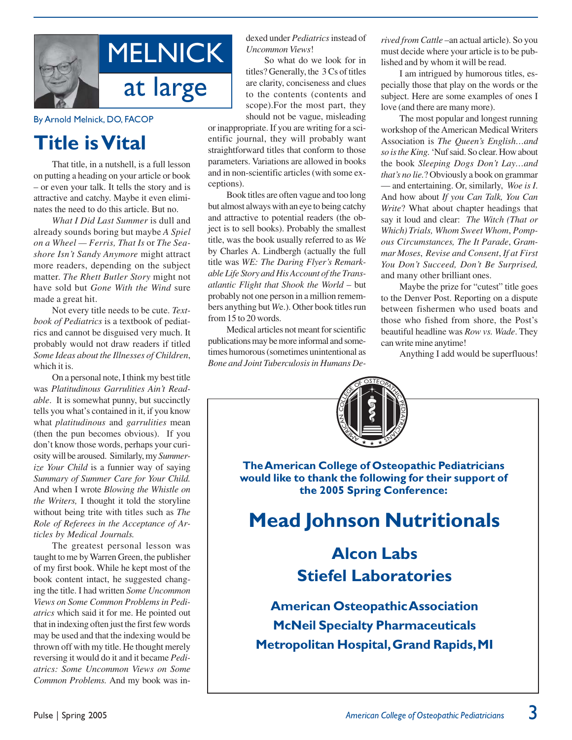# MELNICK at large

By Arnold Melnick, DO, FACOP

## Title is Vital

That title, in a nutshell, is a full lesson on putting a heading on your article or book – or even your talk. It tells the story and is attractive and catchy. Maybe it even eliminates the need to do this article. But no.

*What I Did Last Summer* is dull and already sounds boring but maybe *A Spiel on a Wheel — Ferris, That Is* or *The Seashore Isn't Sandy Anymore* might attract more readers, depending on the subject matter. *The Rhett Butler Story* might not have sold but *Gone With the Wind* sure made a great hit.

Not every title needs to be cute. *Textbook of Pediatrics* is a textbook of pediatrics and cannot be disguised very much. It probably would not draw readers if titled *Some Ideas about the Illnesses of Children*, which it is.

On a personal note, I think my best title was *Platitudinous Garrulities Ain't Readable*. It is somewhat punny, but succinctly tells you what's contained in it, if you know what *platitudinous* and *garrulities* mean (then the pun becomes obvious). If you don't know those words, perhaps your curiosity will be aroused. Similarly, my *Summerize Your Child* is a funnier way of saying *Summary of Summer Care for Your Child.* And when I wrote *Blowing the Whistle on the Writers,* I thought it told the storyline without being trite with titles such as *The Role of Referees in the Acceptance of Articles by Medical Journals.*

The greatest personal lesson was taught to me by Warren Green, the publisher of my first book. While he kept most of the book content intact, he suggested changing the title. I had written *Some Uncommon Views on Some Common Problems in Pediatrics* which said it for me. He pointed out that in indexing often just the first few words may be used and that the indexing would be thrown off with my title. He thought merely reversing it would do it and it became *Pediatrics: Some Uncommon Views on Some Common Problems.* And my book was indexed under *Pediatrics* instead of *Uncommon Views*!

So what do we look for in titles? Generally, the 3 Cs of titles are clarity, conciseness and clues to the contents (contents and scope).For the most part, they should not be vague, misleading or inappropriate. If you are writing for a scientific journal, they will probably want straightforward titles that conform to those parameters. Variations are allowed in books and in non-scientific articles (with some exceptions).

Book titles are often vague and too long but almost always with an eye to being catchy and attractive to potential readers (the object is to sell books). Probably the smallest title, was the book usually referred to as *We* by Charles A. Lindbergh (actually the full title was *WE: The Daring Flyer's Remarkable Life Story and His Account of the Transatlantic Flight that Shook the World* – but probably not one person in a million remembers anything but *We*.). Other book titles run from 15 to 20 words.

Medical articles not meant for scientific publications may be more informal and sometimes humorous (sometimes unintentional as *Bone and Joint Tuberculosis in Humans Derived from Cattle* –an actual article). So you must decide where your article is to be published and by whom it will be read.

I am intrigued by humorous titles, especially those that play on the words or the subject. Here are some examples of ones I love (and there are many more).

The most popular and longest running workshop of the American Medical Writers Association is *The Queen's English…and so is the King.* 'Nuf said. So clear. How about the book *Sleeping Dogs Don't Lay…and that's no lie.*? Obviously a book on grammar — and entertaining. Or, similarly, *Woe is I.* And how about *If you Can Talk, You Can Write*? What about chapter headings that say it loud and clear: *The Witch (That or Which) Trials, Whom Sweet Whom*, *Pompous Circumstances, The It Parade*, *Grammar Moses*, *Revise and Consent*, *If at First You Don't Succeed, Don't Be Surprised,* and many other brilliant ones.

Maybe the prize for "cutest" title goes to the Denver Post. Reporting on a dispute between fishermen who used boats and those who fished from shore, the Post's beautiful headline was *Row vs. Wade*. They can write mine anytime!

Anything I add would be superfluous!

---

**The American College of Osteopathic Pediatricians would like to thank the following for their support of the 2005 Spring Conference:**

# Mead Johnson Nutritionals

## Alcon Labs
## Stiefel Laboratories

### American Osteopathic Association
### McNeil Specialty Pharmaceuticals
### Metropolitan Hospital, Grand Rapids, MI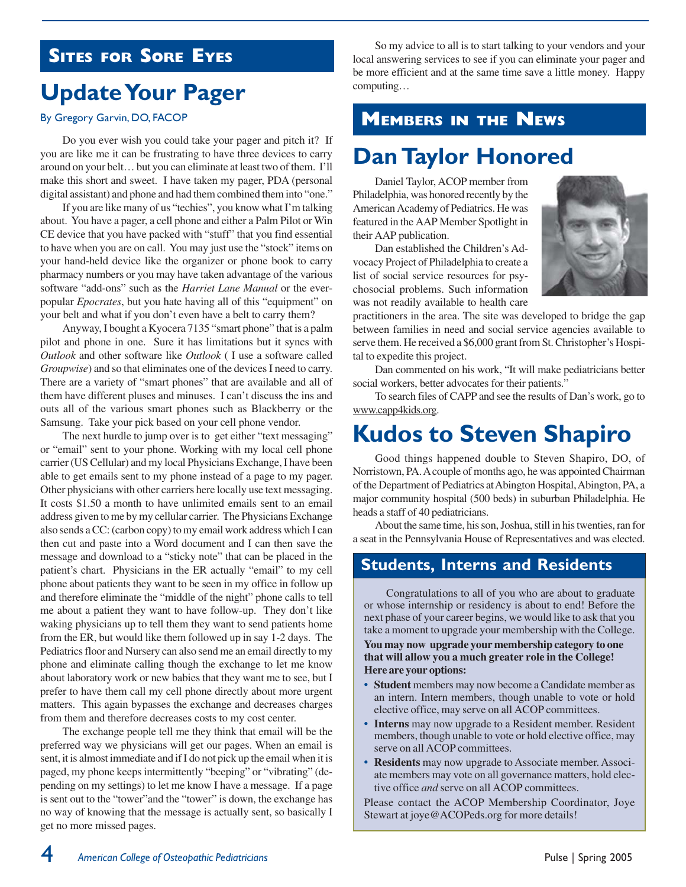## Sites for Sore Eyes

# Update Your Pager

By Gregory Garvin, DO, FACOP

Do you ever wish you could take your pager and pitch it? If you are like me it can be frustrating to have three devices to carry around on your belt… but you can eliminate at least two of them. I'll make this short and sweet. I have taken my pager, PDA (personal digital assistant) and phone and had them combined them into "one."

If you are like many of us "techies", you know what I'm talking about. You have a pager, a cell phone and either a Palm Pilot or Win CE device that you have packed with "stuff" that you find essential to have when you are on call. You may just use the "stock" items on your hand-held device like the organizer or phone book to carry pharmacy numbers or you may have taken advantage of the various software "add-ons" such as the *Harriet Lane Manual* or the ever-popular *Epocrates*, but you hate having all of this "equipment" on your belt and what if you don't even have a belt to carry them?

Anyway, I bought a Kyocera 7135 "smart phone" that is a palm pilot and phone in one. Sure it has limitations but it syncs with *Outlook* and other software like *Outlook* ( I use a software called *Groupwise*) and so that eliminates one of the devices I need to carry. There are a variety of "smart phones" that are available and all of them have different pluses and minuses. I can't discuss the ins and outs all of the various smart phones such as Blackberry or the Samsung. Take your pick based on your cell phone vendor.

The next hurdle to jump over is to get either "text messaging" or "email" sent to your phone. Working with my local cell phone carrier (US Cellular) and my local Physicians Exchange, I have been able to get emails sent to my phone instead of a page to my pager. Other physicians with other carriers here locally use text messaging. It costs $1.50 a month to have unlimited emails sent to an email address given to me by my cellular carrier. The Physicians Exchange also sends a CC: (carbon copy) to my email work address which I can then cut and paste into a Word document and I can then save the message and download to a "sticky note" that can be placed in the patient's chart. Physicians in the ER actually "email" to my cell phone about patients they want to be seen in my office in follow up and therefore eliminate the "middle of the night" phone calls to tell me about a patient they want to have follow-up. They don't like waking physicians up to tell them they want to send patients home from the ER, but would like them followed up in say 1-2 days. The Pediatrics floor and Nursery can also send me an email directly to my phone and eliminate calling though the exchange to let me know about laboratory work or new babies that they want me to see, but I prefer to have them call my cell phone directly about more urgent matters. This again bypasses the exchange and decreases charges from them and therefore decreases costs to my cost center.

The exchange people tell me they think that email will be the preferred way we physicians will get our pages. When an email is sent, it is almost immediate and if I do not pick up the email when it is paged, my phone keeps intermittently "beeping" or "vibrating" (depending on my settings) to let me know I have a message. If a page is sent out to the "tower"and the "tower" is down, the exchange has no way of knowing that the message is actually sent, so basically I get no more missed pages.

So my advice to all is to start talking to your vendors and your local answering services to see if you can eliminate your pager and be more efficient and at the same time save a little money. Happy computing…

## Members in the News

# Dan Taylor Honored

Daniel Taylor, ACOP member from Philadelphia, was honored recently by the American Academy of Pediatrics. He was featured in the AAP Member Spotlight in their AAP publication.

Dan established the Children's Advocacy Project of Philadelphia to create a list of social service resources for psychosocial problems. Such information was not readily available to health care practitioners in the area. The site was developed to bridge the gap between families in need and social service agencies available to serve them. He received a $6,000 grant from St. Christopher's Hospital to expedite this project.

Dan commented on his work, "It will make pediatricians better social workers, better advocates for their patients."

To search files of CAPP and see the results of Dan's work, go to www.capp4kids.org.

# Kudos to Steven Shapiro

Good things happened double to Steven Shapiro, DO, of Norristown, PA. A couple of months ago, he was appointed Chairman of the Department of Pediatrics at Abington Hospital, Abington, PA, a major community hospital (500 beds) in suburban Philadelphia. He heads a staff of 40 pediatricians.

About the same time, his son, Joshua, still in his twenties, ran for a seat in the Pennsylvania House of Representatives and was elected.

## Students, Interns and Residents

Congratulations to all of you who are about to graduate or whose internship or residency is about to end! Before the next phase of your career begins, we would like to ask that you take a moment to upgrade your membership with the College.

**You may now upgrade your membership category to one that will allow you a much greater role in the College! Here are your options:**

- **Student** members may now become a Candidate member as an intern. Intern members, though unable to vote or hold elective office, may serve on all ACOP committees.
- **Interns** may now upgrade to a Resident member. Resident members, though unable to vote or hold elective office, may serve on all ACOP committees.
- **Residents** may now upgrade to Associate member. Associate members may vote on all governance matters, hold elective office *and* serve on all ACOP committees.

Please contact the ACOP Membership Coordinator, Joye Stewart at joye@ACOPeds.org for more details!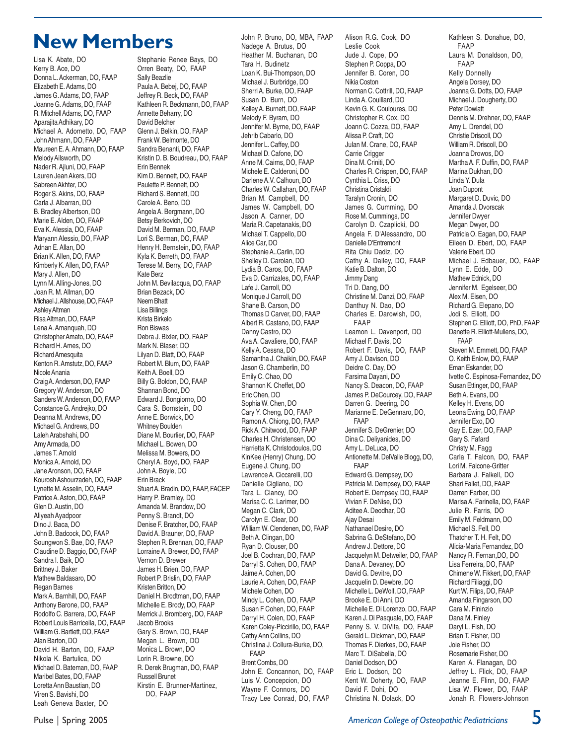# New Members

Lisa K. Abate, DO
Kerry B. Ace, DO
Donna L. Ackerman, DO, FAAP
Elizabeth E. Adams, DO
James G. Adams, DO, FAAP
Joanne G. Adams, DO, FAAP
R. Mitchell Adams, DO, FAAP
Aparajita Adhikary, DO
Michael A. Adornetto, DO, FAAP
John Ahmann, DO, FAAP
Maureen E. A. Ahmann, DO, FAAP
Melody Ailsworth, DO
Nader R. Ajluni, DO, FAAP
Lauren Jean Akers, DO
Sabreen Akhter, DO
Roger S. Akins, DO, FAAP
Carla J. Albarran, DO
B. Bradley Albertson, DO
Marie E. Alden, DO, FAAP
Eva K. Alessia, DO, FAAP
Maryann Alessio, DO, FAAP
Adnan E. Allan, DO
Brian K. Allen, DO, FAAP
Kimberly K. Allen, DO, FAAP
Mary J. Allen, DO
Lynn M. Alling-Jones, DO
Joan R. M. Allman, DO
Michael J. Allshouse, DO, FAAP
Ashley Altman
Risa Altman, DO, FAAP
Lena A. Amanquah, DO
Christopher Amato, DO, FAAP
Richard H. Ames, DO
Richard Amesquita
Kenton R. Amstutz, DO, FAAP
Nicole Anania
Craig A. Anderson, DO, FAAP
Gregory W. Anderson, DO
Sanders W. Anderson, DO, FAAP
Constance G. Andrejko, DO
Deanna M. Andrews, DO
Michael G. Andrews, DO
Laleh Arabshahi, DO
Amy Armada, DO
James T. Arnold
Monica A. Arnold, DO
Jane Aronson, DO, FAAP
Kourosh Ashourzadeh, DO, FAAP
Lynette M. Asselin, DO, FAAP
Patrice A. Aston, DO, FAAP
Glen D. Austin, DO
Aliyeah Ayadpoor
Dino J. Baca, DO
John B. Badcock, DO, FAAP
Soungwon S. Bae, DO, FAAP
Claudine D. Baggio, DO, FAAP
Sandra I. Baik, DO
Brittney J. Baker
Mathew Baldasaro, DO
Regan Barnes
Mark A. Barnhill, DO, FAAP
Anthony Barone, DO, FAAP
Rodolfo C. Barrera, DO, FAAP
Robert Louis Barricella, DO, FAAP
William G. Bartlett, DO, FAAP
Alan Barton, DO
David H. Barton, DO, FAAP
Nikola K. Bartulica, DO
Michael D. Bateman, DO, FAAP
Maribel Bates, DO, FAAP
Loretta Ann Baustian, DO
Viren S. Bavishi, DO
Leah Geneva Baxter, DO
Stephanie Renee Bays, DO
Orren Beaty, DO, FAAP
Sally Beazlie
Paula A. Bebej, DO, FAAP
Jeffrey R. Beck, DO, FAAP
Kathleen R. Beckmann, DO, FAAP
Annette Beharry, DO
David Belcher
Glenn J. Belkin, DO, FAAP
Frank W. Belmonte, DO
Sandra Benanti, DO, FAAP
Kristin D. B. Boudreau, DO, FAAP
Erin Bennek
Kim D. Bennett, DO, FAAP
Paulette P. Bennett, DO
Richard S. Bennett, DO
Carole A. Beno, DO
Angela A. Bergmann, DO
Betsy Berkovich, DO
David M. Berman, DO, FAAP
Lori S. Berman, DO, FAAP
Henry H. Bernstein, DO, FAAP
Kyla K. Berreth, DO, FAAP
Terese M. Berry, DO, FAAP
Kate Berz
John M. Bevilacqua, DO, FAAP
Brian Bezack, DO
Neem Bhatt
Lisa Billings
Krista Birkelo
Ron Biswas
Debra J. Bixler, DO, FAAP
Mark N. Blaser, DO
Lilyan D. Blatt, DO, FAAP
Robert M. Blum, DO, FAAP
Keith A. Boell, DO
Billy G. Boldon, DO, FAAP
Shannan Bond, DO
Edward J. Bongiorno, DO
Cara S. Bornstein, DO
Anne E. Borwick, DO
Whitney Boulden
Diane M. Bourlier, DO, FAAP
Michael L. Bowen, DO
Melissa M. Bowers, DO
Cheryl A. Boyd, DO, FAAP
John A. Boyle, DO
Erin Brack
Stuart A. Bradin, DO, FAAP, FACEP
Harry P. Bramley, DO
Amanda M. Brandow, DO
Penny S. Brandt, DO
Denise F. Bratcher, DO, FAAP
David A. Brauner, DO, FAAP
Stephen R. Brennan, DO, FAAP
Lorraine A. Brewer, DO, FAAP
Vernon D. Brewer
James H. Brien, DO, FAAP
Robert P. Brislin, DO, FAAP
Kristen Britton, DO
Daniel H. Brodtman, DO, FAAP
Michelle E. Brody, DO, FAAP
Merrick J. Bromberg, DO, FAAP
Jacob Brooks
Gary S. Brown, DO, FAAP
Megan L. Brown, DO
Monica L. Brown, DO
Lorin R. Browne, DO
R. Derek Brugman, DO, FAAP
Russell Brunet
Kirstin E. Brunner-Martinez, DO, FAAP
John P. Bruno, DO, MBA, FAAP
Nadege A. Brutus, DO
Heather M. Buchanan, DO
Tara H. Budinetz
Loan K. Bui-Thompson, DO
Michael J. Burbridge, DO
Sherri A. Burke, DO, FAAP
Susan D. Burn, DO
Kelley A. Burnett, DO, FAAP
Melody F. Byram, DO
Jennifer M. Byrne, DO, FAAP
Jehrib Cabarlo, DO
Jennifer L. Caffey, DO
Michael D. Cafone, DO
Anne M. Cairns, DO, FAAP
Michele E. Calderoni, DO
Darlene A.V. Calhoun, DO
Charles W. Callahan, DO, FAAP
Brian M. Campbell, DO
James W. Campbell, DO
Jason A. Canner, DO
Maria R. Capetanakis, DO
Michael T. Cappello, DO
Alice Car, DO
Stephanie A..Carlin, DO
Shelley D. Carolan, DO
Lydia B. Caros, DO, FAAP
Eva D. Carrizales, DO, FAAP
Lafe J. Carroll, DO
Monique J Carroll, DO
Shane B. Carson, DO
Thomas D Carver, DO, FAAP
Albert R. Castano, DO, FAAP
Danny Castro, DO
Ava A. Cavaliere, DO, FAAP
Kelly A. Cessna, DO
Samantha J. Chaikin, DO, FAAP
Jason G. Chamberlin, DO
Emily C. Chao, DO
Shannon K. Cheffet, DO
Eric Chen, DO
Sophia W. Chen, DO
Cary Y. Cheng, DO, FAAP
Ramon A. Chiong, DO, FAAP
Rick A. Chitwood, DO, FAAP
Charles H. Christensen, DO
Harrietta K. Christodoulos, DO
KinKee (Henry) Chung, DO
Eugene J. Chung, DO
Lawrence A. Ciccarelli, DO
Danielle Cigliano, DO
Tara L. Clancy, DO
Marisa C. C. Larimer, DO
Megan C. Clark, DO
Carolyn D. Clear, DO
William W. Clendenen, DO, FAAP
Beth A. Clingan, DO
Ryan D. Clouser, DO
Joel B. Cochran, DO, FAAP
Darryl S. Cohen, DO, FAAP
Jaime A. Cohen, DO
Laurie A. Cohen, DO, FAAP
Michele Cohen, DO
Mindy L. Cohen, DO, FAAP
Susan F Cohen, DO, FAAP
Darryl H. Colen, DO, FAAP
Karen Coley-Piccirillo, DO, FAAP
Cathy Ann Collins, DO
Christina J. Collura-Burke, DO, FAAP
Brent Combs, DO
John E. Concannon, DO, FAAP
Luis V. Concepcion, DO
Wayne F. Connors, DO
Tracy Lee Conrad, DO, FAAP
Alison R.G. Cook, DO
Leslie Cook
Jude J. Cope, DO
Stephen P. Coppa, DO
Jennifer B. Coren, DO
Nikia Coston
Norman C. Cottrill, DO, FAAP
Linda A. Couillard, DO
Kevin G. K. Couloures, DO
Christopher R. Cox, DO
Joann C. Cozza, DO, FAAP
Alissa P. Craft, DO
Julan M. Crane, DO, FAAP
Carrie Crigger
Dina M. Criniti, DO
Charles R. Crispen, DO, FAAP
Cynthia L. Criss, DO
Christina Cristaldi
Taralyn Cronin, DO
James G. Cumming, DO
Rose M. Cummings, DO
Carolyn D. Czaplicki, DO
Angela F. D'Alessandro, DO
Danielle D'Entremont
Rita Chiu Dadiz, DO
Cathy A. Dailey, DO, FAAP
Katie B. Dalton, DO
Jimmy Dang
Tri D. Dang, DO
Christine M. Danzi, DO, FAAP
Danthuy N. Dao, DO
Charles E. Darowish, DO, FAAP
Leamon L. Davenport, DO
Michael F. Davis, DO
Robert F. Davis, DO, FAAP
Amy J. Davison, DO
Deidre C. Day, DO
Farsima Dayani, DO
Nancy S. Deacon, DO, FAAP
James P. DeCourcey, DO, FAAP
Darren G. Deering, DO
Marianne E. DeGennaro, DO, FAAP
Jennifer S. DeGrenier, DO
Dina C. Deliyanides, DO
Amy L. DeLuca, DO
Antionette M. DelValle Blogg, DO, FAAP
Edward G. Dempsey, DO
Patricia M. Dempsey, DO, FAAP
Robert E. Dempsey, DO, FAAP
Vivian F. DeNise, DO
Aditee A. Deodhar, DO
Ajay Desai
Nathanael Desire, DO
Sabrina G. DeStefano, DO
Andrew J. Dettore, DO
Jacquelyn M. Detweiler, DO, FAAP
Dana A. Devaney, DO
David G. Devitre, DO
Jacquelin D. Dewbre, DO
Michelle L. DeWolf, DO, FAAP
Brooke E. Di Anni, DO
Michelle E. Di Lorenzo, DO, FAAP
Karen J. Di Pasquale, DO, FAAP
Penny S. V. DiVita, DO, FAAP
Gerald L. Dickman, DO, FAAP
Thomas F. Dierkes, DO, FAAP
Marc T. DiSabella, DO
Daniel Dodson, DO
Eric L. Dodson, DO
Kent W. Doherty, DO, FAAP
David F. Dohi, DO
Christina N. Dolack, DO
Kathleen S. Donahue, DO, FAAP
Laura M. Donaldson, DO, FAAP
Kelly Donnelly
Angela Dorsey, DO
Joanna G. Dotts, DO, FAAP
Michael J. Dougherty, DO
Peter Dowiatt
Dennis M. Drehner, DO, FAAP
Amy L. Drendel, DO
Christie Driscoll, DO
William R. Driscoll, DO
Joanna Drowos, DO
Martha A. F. Duffin, DO, FAAP
Marina Dukhan, DO
Linda Y. Dula
Joan Dupont
Margaret D. Duvic, DO
Amanda J. Dvorscak
Jennifer Dwyer
Megan Dwyer, DO
Patricia O. Eagan, DO, FAAP
Eileen D. Ebert, DO, FAAP
Valerie Ebert, DO
Michael J. Edbauer, DO, FAAP
Lynn E. Edde, DO
Mathew Ednick, DO
Jennifer M. Egelseer, DO
Alex M. Eisen, DO
Richard G. Elepano, DO
Jodi S. Elliott, DO
Stephen C. Elliott, DO, PhD, FAAP
Danette R. Elliott-Mullens, DO, FAAP
Steven M. Emmett, DO, FAAP
O. Keith Enlow, DO, FAAP
Eman Eskander, DO
Ivette C. Espinosa-Fernandez, DO
Susan Ettinger, DO, FAAP
Beth A. Evans, DO
Kelley H. Evens, DO
Leona Ewing, DO, FAAP
Jennifer Exo, DO
Gay E. Ezer, DO, FAAP
Gary S. Fafard
Christy M. Fagg
Carla T. Falcon, DO, FAAP
Lori M. Falcone-Gritter
Barbara J. Falkell, DO
Shari Fallet, DO, FAAP
Darren Farber, DO
Marisa A. Farinella, DO, FAAP
Julie R. Farris, DO
Emily M. Feldmann, DO
Michael S. Fell, DO
Thatcher T. H. Felt, DO
Alicia-Maria Fernandez, DO
Nancy R. Fernan,DO, DO
Lisa Ferreira, DO, FAAP
Chimene W. Fikkert, DO, FAAP
Richard Filiaggi, DO
Kurt W. Filips, DO, FAAP
Amanda Fingarson, DO
Cara M. Fininzio
Dana M. Finley
Daryl L. Fish, DO
Brian T. Fisher, DO
Joie Fisher, DO
Rosemarie Fisher, DO
Karen A. Flanagan, DO
Jeffrey L. Flick, DO, FAAP
Jeanne E. Flinn, DO, FAAP
Lisa W. Flower, DO, FAAP
Jonah R. Flowers-Johnson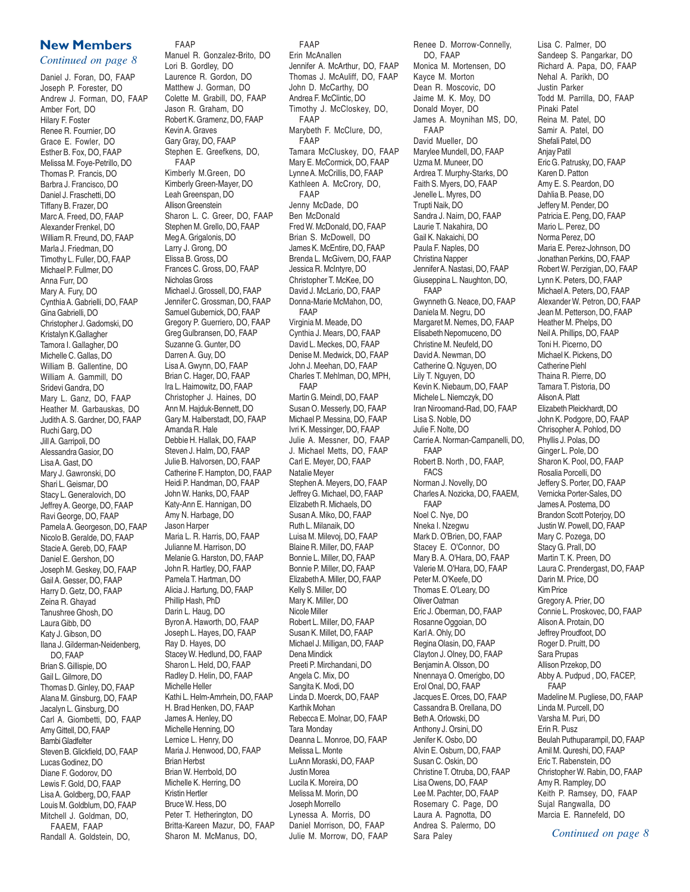## New Members

*Continued on page 8*

Daniel J. Foran, DO, FAAP
Joseph P. Forester, DO
Andrew J. Forman, DO, FAAP
Amber Fort, DO
Hilary F. Foster
Renee R. Fournier, DO
Grace E. Fowler, DO
Esther B. Fox, DO, FAAP
Melissa M. Foye-Petrillo, DO
Thomas P. Francis, DO
Barbra J. Francisco, DO
Daniel J. Fraschetti, DO
Tiffany B. Frazer, DO
Marc A. Freed, DO, FAAP
Alexander Frenkel, DO
William R. Freund, DO, FAAP
Marla J. Friedman, DO
Timothy L. Fuller, DO, FAAP
Michael P. Fullmer, DO
Anna Furr, DO
Mary A. Fury, DO
Cynthia A. Gabrielli, DO, FAAP
Gina Gabrielli, DO
Christopher J. Gadomski, DO
Kristalyn K.Gallagher
Tamora I. Gallagher, DO
Michelle C. Gallas, DO
William B. Gallentine, DO
William A. Gammill, DO
Sridevi Gandra, DO
Mary L. Ganz, DO, FAAP
Heather M. Garbauskas, DO
Judith A. S. Gardner, DO, FAAP
Ruchi Garg, DO
Jill A. Garripoli, DO
Alessandra Gasior, DO
Lisa A. Gast, DO
Mary J. Gawronski, DO
Shari L. Geismar, DO
Stacy L. Generalovich, DO
Jeffrey A. George, DO, FAAP
Ravi George, DO, FAAP
Pamela A. Georgeson, DO, FAAP
Nicolo B. Geralde, DO, FAAP
Stacie A. Gereb, DO, FAAP
Daniel E. Gershon, DO
Joseph M. Geskey, DO, FAAP
Gail A. Gesser, DO, FAAP
Harry D. Getz, DO, FAAP
Zeina R. Ghayad
Tanushree Ghosh, DO
Laura Gibb, DO
Katy J. Gibson, DO
Ilana J. Gilderman-Neidenberg, DO, FAAP
Brian S. Gillispie, DO
Gail L. Gilmore, DO
Thomas D. Ginley, DO, FAAP
Alana M. Ginsburg, DO, FAAP
Jacalyn L. Ginsburg, DO
Carl A. Giombetti, DO, FAAP
Amy Gittell, DO, FAAP
Bambi Gladfelter
Steven B. Glickfield, DO, FAAP
Lucas Godinez, DO
Diane F. Godorov, DO
Lewis F. Gold, DO, FAAP
Lisa A. Goldberg, DO, FAAP
Louis M. Goldblum, DO, FAAP
Mitchell J. Goldman, DO, FAAEM, FAAP
Randall A. Goldstein, DO, FAAP
Manuel R. Gonzalez-Brito, DO
Lori B. Gordley, DO
Laurence R. Gordon, DO
Matthew J. Gorman, DO
Colette M. Grabill, DO, FAAP
Jason R. Graham, DO
Robert K. Gramenz, DO, FAAP
Kevin A. Graves
Gary Gray, DO, FAAP
Stephen E. Greefkens, DO, FAAP
Kimberly M.Green, DO
Kimberly Green-Mayer, DO
Leah Greenspan, DO
Allison Greenstein
Sharon L. C. Greer, DO, FAAP
Stephen M. Grello, DO, FAAP
Meg A. Grigalonis, DO
Larry J. Grong, DO
Elissa B. Gross, DO
Frances C. Gross, DO, FAAP
Nicholas Gross
Michael J. Grossell, DO, FAAP
Jennifer C. Grossman, DO, FAAP
Samuel Gubernick, DO, FAAP
Gregory P. Guerriero, DO, FAAP
Greg Gulbransen, DO, FAAP
Suzanne G. Gunter, DO
Darren A. Guy, DO
Lisa A. Gwynn, DO, FAAP
Brian C. Hager, DO, FAAP
Ira L. Haimowitz, DO, FAAP
Christopher J. Haines, DO
Ann M. Hajduk-Bennett, DO
Gary M. Halberstadt, DO, FAAP
Amanda R. Hale
Debbie H. Hallak, DO, FAAP
Steven J. Halm, DO, FAAP
Julie B. Halvorsen, DO, FAAP
Catherine F. Hampton, DO, FAAP
Heidi P. Handman, DO, FAAP
John W. Hanks, DO, FAAP
Katy-Ann E. Hannigan, DO
Amy N. Harbage, DO
Jason Harper
Maria L. R. Harris, DO, FAAP
Julianne M. Harrison, DO
Melanie G. Harston, DO, FAAP
John R. Hartley, DO, FAAP
Pamela T. Hartman, DO
Alicia J. Hartung, DO, FAAP
Phillip Hash, PhD
Darin L. Haug, DO
Byron A. Haworth, DO, FAAP
Joseph L. Hayes, DO, FAAP
Ray D. Hayes, DO
Stacey W. Hedlund, DO, FAAP
Sharon L. Held, DO, FAAP
Radley D. Helin, DO, FAAP
Michelle Heller
Kathi L. Helm-Amrhein, DO, FAAP
H. Brad Henken, DO, FAAP
James A. Henley, DO
Michelle Henning, DO
Lernice L. Henry, DO
Maria J. Henwood, DO, FAAP
Brian Herbst
Brian W. Herrbold, DO
Michelle K. Herring, DO
Kristin Hertler
Bruce W. Hess, DO
Peter T. Hetherington, DO
Britta-Kareen Mazur, DO, FAAP
Sharon M. McManus, DO, FAAP
Erin McAnallen
Jennifer A. McArthur, DO, FAAP
Thomas J. McAuliff, DO, FAAP
John D. McCarthy, DO
Andrea F. McClintic, DO
Timothy J. McCloskey, DO, FAAP
Marybeth F. McClure, DO, FAAP
Tamara McCluskey, DO, FAAP
Mary E. McCormick, DO, FAAP
Lynne A. McCrillis, DO, FAAP
Kathleen A. McCrory, DO, FAAP
Jenny McDade, DO
Ben McDonald
Fred W. McDonald, DO, FAAP
Brian S. McDowell, DO
James K. McEntire, DO, FAAP
Brenda L. McGivern, DO, FAAP
Jessica R. McIntyre, DO
Christopher T. McKee, DO
David J. McLario, DO, FAAP
Donna-Marie McMahon, DO, FAAP
Virginia M. Meade, DO
Cynthia J. Mears, DO, FAAP
David L. Meckes, DO, FAAP
Denise M. Medwick, DO, FAAP
John J. Meehan, DO, FAAP
Charles T. Mehlman, DO, MPH, FAAP
Martin G. Meindl, DO, FAAP
Susan O. Messerly, DO, FAAP
Michael P. Messina, DO, FAAP
Ivri K. Messinger, DO, FAAP
Julie A. Messner, DO, FAAP
J. Michael Metts, DO, FAAP
Carl E. Meyer, DO, FAAP
Natalie Meyer
Stephen A. Meyers, DO, FAAP
Jeffrey G. Michael, DO, FAAP
Elizabeth R. Michaels, DO
Susan A. Miko, DO, FAAP
Ruth L. Milanaik, DO
Luisa M. Milevoj, DO, FAAP
Blaine R. Miller, DO, FAAP
Bonnie L. Miller, DO, FAAP
Bonnie P. Miller, DO, FAAP
Elizabeth A. Miller, DO, FAAP
Kelly S. Miller, DO
Mary K. Miller, DO
Nicole Miller
Robert L. Miller, DO, FAAP
Susan K. Millet, DO, FAAP
Michael J. Milligan, DO, FAAP
Dena Mindick
Preeti P. Mirchandani, DO
Angela C. Mix, DO
Sangita K. Modi, DO
Linda D. Moerck, DO, FAAP
Karthik Mohan
Rebecca E. Molnar, DO, FAAP
Tara Monday
Deanna L. Monroe, DO, FAAP
Melissa L. Monte
LuAnn Moraski, DO, FAAP
Justin Morea
Lucila K. Moreira, DO
Melissa M. Morin, DO
Joseph Morrello
Lynessa A. Morris, DO
Daniel Morrison, DO, FAAP
Julie M. Morrow, DO, FAAP
Renee D. Morrow-Connelly, DO, FAAP
Monica M. Mortensen, DO
Kayce M. Morton
Dean R. Moscovic, DO
Jaime M. K. Moy, DO
Donald Moyer, DO
James A. Moynihan MS, DO, FAAP
David Mueller, DO
Marylee Mundell, DO, FAAP
Uzma M. Muneer, DO
Ardrea T. Murphy-Starks, DO
Faith S. Myers, DO, FAAP
Jenelle L. Myres, DO
Trupti Naik, DO
Sandra J. Nairn, DO, FAAP
Laurie T. Nakahira, DO
Gail K. Nakaichi, DO
Paula F. Naples, DO
Christina Napper
Jennifer A. Nastasi, DO, FAAP
Giuseppina L. Naughton, DO, FAAP
Gwynneth G. Neace, DO, FAAP
Daniela M. Negru, DO
Margaret M. Nemes, DO, FAAP
Elisabeth Nepomuceno, DO
Christine M. Neufeld, DO
David A. Newman, DO
Catherine Q. Nguyen, DO
Lily T. Nguyen, DO
Kevin K. Niebaum, DO, FAAP
Michele L. Niemczyk, DO
Iran Niroomand-Rad, DO, FAAP
Lisa S. Noble, DO
Julie F. Nolte, DO
Carrie A. Norman-Campanelli, DO, FAAP
Robert B. North , DO, FAAP, FACS
Norman J. Novelly, DO
Charles A. Nozicka, DO, FAAEM, FAAP
Noel C. Nye, DO
Nneka I. Nzegwu
Mark D. O'Brien, DO, FAAP
Stacey E. O'Connor, DO
Mary B. A. O'Hara, DO, FAAP
Valerie M. O'Hara, DO, FAAP
Peter M. O'Keefe, DO
Thomas E. O'Leary, DO
Oliver Oatman
Eric J. Oberman, DO, FAAP
Rosanne Oggoian, DO
Karl A. Ohly, DO
Regina Olasin, DO, FAAP
Clayton J. Olney, DO, FAAP
Benjamin A. Olsson, DO
Nnennaya O. Omerigbo, DO
Erol Onal, DO, FAAP
Jacques E. Orces, DO, FAAP
Cassandra B. Orellana, DO
Beth A. Orlowski, DO
Anthony J. Orsini, DO
Jenifer K. Osbo, DO
Alvin E. Osburn, DO, FAAP
Susan C. Oskin, DO
Christine T. Otruba, DO, FAAP
Lisa Owens, DO, FAAP
Lee M. Pachter, DO, FAAP
Rosemary C. Page, DO
Laura A. Pagnotta, DO
Andrea S. Palermo, DO
Sara Paley
Lisa C. Palmer, DO
Sandeep S. Pangarkar, DO
Richard A. Papa, DO, FAAP
Nehal A. Parikh, DO
Justin Parker
Todd M. Parrilla, DO, FAAP
Pinaki Patel
Reina M. Patel, DO
Samir A. Patel, DO
Shefali Patel, DO
Anjay Patil
Eric G. Patrusky, DO, FAAP
Karen D. Patton
Amy E. S. Peardon, DO
Dahlia B. Pease, DO
Jeffery M. Pender, DO
Patricia E. Peng, DO, FAAP
Mario L. Perez, DO
Norma Perez, DO
Maria E. Perez-Johnson, DO
Jonathan Perkins, DO, FAAP
Robert W. Perzigian, DO, FAAP
Lynn K. Peters, DO, FAAP
Michael A. Peters, DO, FAAP
Alexander W. Petron, DO, FAAP
Jean M. Petterson, DO, FAAP
Heather M. Phelps, DO
Neil A. Phillips, DO, FAAP
Toni H. Picerno, DO
Michael K. Pickens, DO
Catherine Piehl
Thaina R. Pierre, DO
Tamara T. Pistoria, DO
Alison A. Platt
Elizabeth Pleickhardt, DO
John K. Podgore, DO, FAAP
Chrisopher A. Pohlod, DO
Phyllis J. Polas, DO
Ginger L. Pole, DO
Sharon K. Pool, DO, FAAP
Rosalia Porcelli, DO
Jeffery S. Porter, DO, FAAP
Vernicka Porter-Sales, DO
James A. Postema, DO
Brandon Scott Poterjoy, DO
Justin W. Powell, DO, FAAP
Mary C. Pozega, DO
Stacy G. Prall, DO
Martin T. K. Preen, DO
Laura C. Prendergast, DO, FAAP
Darin M. Price, DO
Kim Price
Gregory A. Prier, DO
Connie L. Proskovec, DO, FAAP
Alison A. Protain, DO
Jeffrey Proudfoot, DO
Roger D. Pruitt, DO
Sara Prupas
Allison Przekop, DO
Abby A. Pudpud , DO, FACEP, FAAP
Madeline M. Pugliese, DO, FAAP
Linda M. Purcell, DO
Varsha M. Puri, DO
Erin R. Pusz
Beulah Puthuparampil, DO, FAAP
Amil M. Qureshi, DO, FAAP
Eric T. Rabenstein, DO
Christopher W. Rabin, DO, FAAP
Amy R. Rampley, DO
Keith P. Ramsey, DO, FAAP
Sujal Rangwalla, DO
Marcia E. Rannefeld, DO

*Continued on page 8*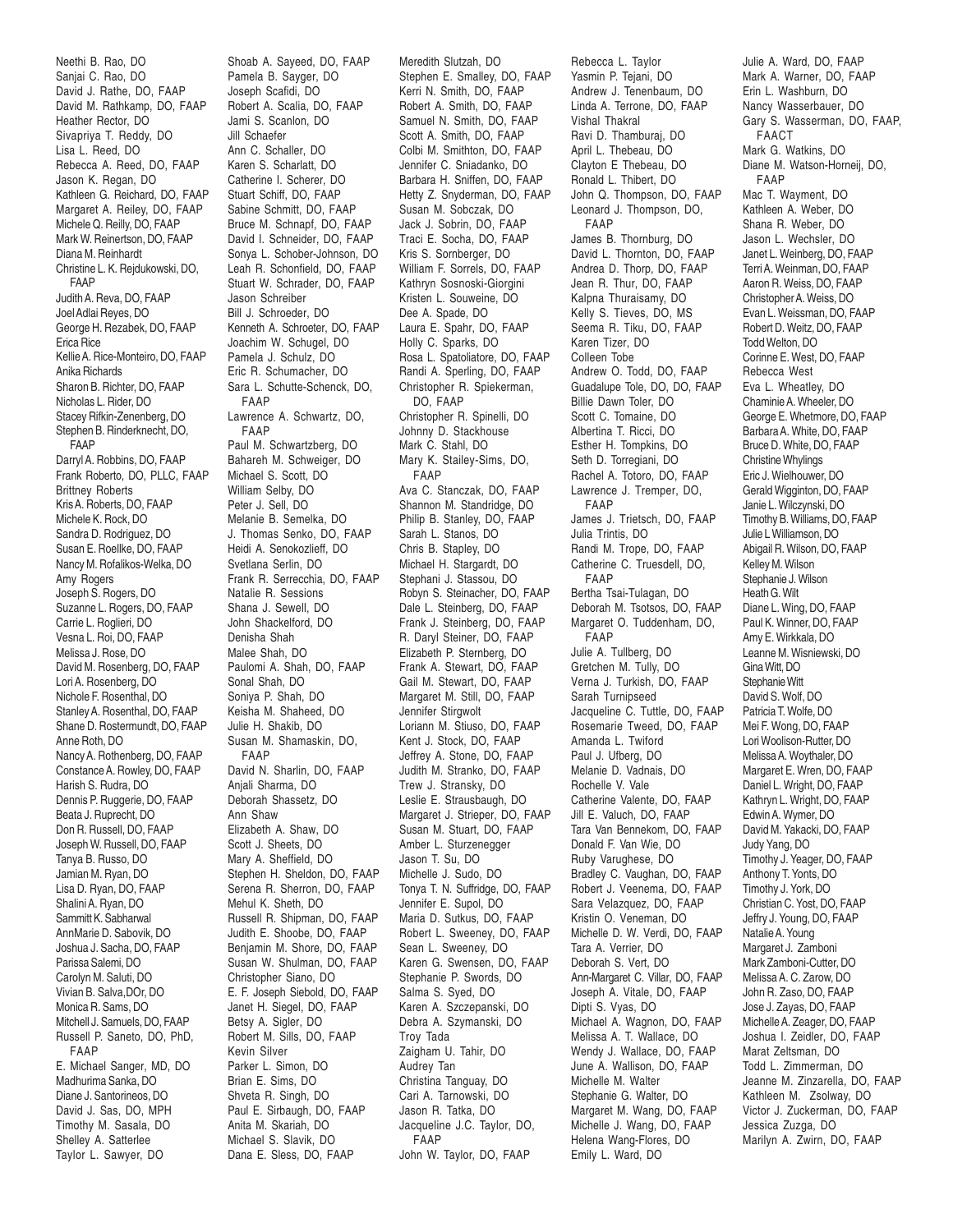Neethi B. Rao, DO
Sanjai C. Rao, DO
David J. Rathe, DO, FAAP
David M. Rathkamp, DO, FAAP
Heather Rector, DO
Sivapriya T. Reddy, DO
Lisa L. Reed, DO
Rebecca A. Reed, DO, FAAP
Jason K. Regan, DO
Kathleen G. Reichard, DO, FAAP
Margaret A. Reiley, DO, FAAP
Michele Q. Reilly, DO, FAAP
Mark W. Reinertson, DO, FAAP
Diana M. Reinhardt
Christine L. K. Rejdukowski, DO, FAAP
Judith A. Reva, DO, FAAP
Joel Adlai Reyes, DO
George H. Rezabek, DO, FAAP
Erica Rice
Kellie A. Rice-Monteiro, DO, FAAP
Anika Richards
Sharon B. Richter, DO, FAAP
Nicholas L. Rider, DO
Stacey Rifkin-Zenenberg, DO
Stephen B. Rinderknecht, DO, FAAP
Darryl A. Robbins, DO, FAAP
Frank Roberto, DO, PLLC, FAAP
Brittney Roberts
Kris A. Roberts, DO, FAAP
Michele K. Rock, DO
Sandra D. Rodriguez, DO
Susan E. Roellke, DO, FAAP
Nancy M. Rofalikos-Welka, DO
Amy Rogers
Joseph S. Rogers, DO
Suzanne L. Rogers, DO, FAAP
Carrie L. Roglieri, DO
Vesna L. Roi, DO, FAAP
Melissa J. Rose, DO
David M. Rosenberg, DO, FAAP
Lori A. Rosenberg, DO
Nichole F. Rosenthal, DO
Stanley A. Rosenthal, DO, FAAP
Shane D. Rostermundt, DO, FAAP
Anne Roth, DO
Nancy A. Rothenberg, DO, FAAP
Constance A. Rowley, DO, FAAP
Harish S. Rudra, DO
Dennis P. Ruggerie, DO, FAAP
Beata J. Ruprecht, DO
Don R. Russell, DO, FAAP
Joseph W. Russell, DO, FAAP
Tanya B. Russo, DO
Jamian M. Ryan, DO
Lisa D. Ryan, DO, FAAP
Shalini A. Ryan, DO
Sammitt K. Sabharwal
AnnMarie D. Sabovik, DO
Joshua J. Sacha, DO, FAAP
Parissa Salemi, DO
Carolyn M. Saluti, DO
Vivian B. Salva,DOr, DO
Monica R. Sams, DO
Mitchell J. Samuels, DO, FAAP
Russell P. Saneto, DO, PhD, FAAP
E. Michael Sanger, MD, DO
Madhurima Sanka, DO
Diane J. Santorineos, DO
David J. Sas, DO, MPH
Timothy M. Sasala, DO
Shelley A. Satterlee
Taylor L. Sawyer, DO
Shoab A. Sayeed, DO, FAAP
Pamela B. Sayger, DO
Joseph Scafidi, DO
Robert A. Scalia, DO, FAAP
Jami S. Scanlon, DO
Jill Schaefer
Ann C. Schaller, DO
Karen S. Scharlatt, DO
Catherine I. Scherer, DO
Stuart Schiff, DO, FAAP
Sabine Schmitt, DO, FAAP
Bruce M. Schnapf, DO, FAAP
David I. Schneider, DO, FAAP
Sonya L. Schober-Johnson, DO
Leah R. Schonfield, DO, FAAP
Stuart W. Schrader, DO, FAAP
Jason Schreiber
Bill J. Schroeder, DO
Kenneth A. Schroeter, DO, FAAP
Joachim W. Schugel, DO
Pamela J. Schulz, DO
Eric R. Schumacher, DO
Sara L. Schutte-Schenck, DO, FAAP
Lawrence A. Schwartz, DO, FAAP
Paul M. Schwartzberg, DO
Bahareh M. Schweiger, DO
Michael S. Scott, DO
William Selby, DO
Peter J. Sell, DO
Melanie B. Semelka, DO
J. Thomas Senko, DO, FAAP
Heidi A. Senokozlieff, DO
Svetlana Serlin, DO
Frank R. Serrecchia, DO, FAAP
Natalie R. Sessions
Shana J. Sewell, DO
John Shackelford, DO
Denisha Shah
Malee Shah, DO
Paulomi A. Shah, DO, FAAP
Sonal Shah, DO
Soniya P. Shah, DO
Keisha M. Shaheed, DO
Julie H. Shakib, DO
Susan M. Shamaskin, DO, FAAP
David N. Sharlin, DO, FAAP
Anjali Sharma, DO
Deborah Shassetz, DO
Ann Shaw
Elizabeth A. Shaw, DO
Scott J. Sheets, DO
Mary A. Sheffield, DO
Stephen H. Sheldon, DO, FAAP
Serena R. Sherron, DO, FAAP
Mehul K. Sheth, DO
Russell R. Shipman, DO, FAAP
Judith E. Shoobe, DO, FAAP
Benjamin M. Shore, DO, FAAP
Susan W. Shulman, DO, FAAP
Christopher Siano, DO
E. F. Joseph Siebold, DO, FAAP
Janet H. Siegel, DO, FAAP
Betsy A. Sigler, DO
Robert M. Sills, DO, FAAP
Kevin Silver
Parker L. Simon, DO
Brian E. Sims, DO
Shveta R. Singh, DO
Paul E. Sirbaugh, DO, FAAP
Anita M. Skariah, DO
Michael S. Slavik, DO
Dana E. Sless, DO, FAAP
Meredith Slutzah, DO
Stephen E. Smalley, DO, FAAP
Kerri N. Smith, DO, FAAP
Robert A. Smith, DO, FAAP
Samuel N. Smith, DO, FAAP
Scott A. Smith, DO, FAAP
Colbi M. Smithton, DO, FAAP
Jennifer C. Sniadanko, DO
Barbara H. Sniffen, DO, FAAP
Hetty Z. Snyderman, DO, FAAP
Susan M. Sobczak, DO
Jack J. Sobrin, DO, FAAP
Traci E. Socha, DO, FAAP
Kris S. Sornberger, DO
William F. Sorrels, DO, FAAP
Kathryn Sosnoski-Giorgini
Kristen L. Souweine, DO
Dee A. Spade, DO
Laura E. Spahr, DO, FAAP
Holly C. Sparks, DO
Rosa L. Spatoliatore, DO, FAAP
Randi A. Sperling, DO, FAAP
Christopher R. Spiekerman, DO, FAAP
Christopher R. Spinelli, DO
Johnny D. Stackhouse
Mark C. Stahl, DO
Mary K. Stailey-Sims, DO, FAAP
Ava C. Stanczak, DO, FAAP
Shannon M. Standridge, DO
Philip B. Stanley, DO, FAAP
Sarah L. Stanos, DO
Chris B. Stapley, DO
Michael H. Stargardt, DO
Stephani J. Stassou, DO
Robyn S. Steinacher, DO, FAAP
Dale L. Steinberg, DO, FAAP
Frank J. Steinberg, DO, FAAP
R. Daryl Steiner, DO, FAAP
Elizabeth P. Sternberg, DO
Frank A. Stewart, DO, FAAP
Gail M. Stewart, DO, FAAP
Margaret M. Still, DO, FAAP
Jennifer Stirgwolt
Loriann M. Stiuso, DO, FAAP
Kent J. Stock, DO, FAAP
Jeffrey A. Stone, DO, FAAP
Judith M. Stranko, DO, FAAP
Trew J. Stransky, DO
Leslie E. Strausbaugh, DO
Margaret J. Strieper, DO, FAAP
Susan M. Stuart, DO, FAAP
Amber L. Sturzenegger
Jason T. Su, DO
Michelle J. Sudo, DO
Tonya T. N. Suffridge, DO, FAAP
Jennifer E. Supol, DO
Maria D. Sutkus, DO, FAAP
Robert L. Sweeney, DO, FAAP
Sean L. Sweeney, DO
Karen G. Swensen, DO, FAAP
Stephanie P. Swords, DO
Salma S. Syed, DO
Karen A. Szczepanski, DO
Debra A. Szymanski, DO
Troy Tada
Zaigham U. Tahir, DO
Audrey Tan
Christina Tanguay, DO
Cari A. Tarnowski, DO
Jason R. Tatka, DO
Jacqueline J.C. Taylor, DO, FAAP
John W. Taylor, DO, FAAP
Rebecca L. Taylor
Yasmin P. Tejani, DO
Andrew J. Tenenbaum, DO
Linda A. Terrone, DO, FAAP
Vishal Thakral
Ravi D. Thamburaj, DO
April L. Thebeau, DO
Clayton E Thebeau, DO
Ronald L. Thibert, DO
John Q. Thompson, DO, FAAP
Leonard J. Thompson, DO, FAAP
James B. Thornburg, DO
David L. Thornton, DO, FAAP
Andrea D. Thorp, DO, FAAP
Jean R. Thur, DO, FAAP
Kalpna Thuraisamy, DO
Kelly S. Tieves, DO, MS
Seema R. Tiku, DO, FAAP
Karen Tizer, DO
Colleen Tobe
Andrew O. Todd, DO, FAAP
Guadalupe Tole, DO, DO, FAAP
Billie Dawn Toler, DO
Scott C. Tomaine, DO
Albertina T. Ricci, DO
Esther H. Tompkins, DO
Seth D. Torregiani, DO
Rachel A. Totoro, DO, FAAP
Lawrence J. Tremper, DO, FAAP
James J. Trietsch, DO, FAAP
Julia Trintis, DO
Randi M. Trope, DO, FAAP
Catherine C. Truesdell, DO, FAAP
Bertha Tsai-Tulagan, DO
Deborah M. Tsotsos, DO, FAAP
Margaret O. Tuddenham, DO, FAAP
Julie A. Tullberg, DO
Gretchen M. Tully, DO
Verna J. Turkish, DO, FAAP
Sarah Turnipseed
Jacqueline C. Tuttle, DO, FAAP
Rosemarie Tweed, DO, FAAP
Amanda L. Twiford
Paul J. Ufberg, DO
Melanie D. Vadnais, DO
Rochelle V. Vale
Catherine Valente, DO, FAAP
Jill E. Valuch, DO, FAAP
Tara Van Bennekom, DO, FAAP
Donald F. Van Wie, DO
Ruby Varughese, DO
Bradley C. Vaughan, DO, FAAP
Robert J. Veenema, DO, FAAP
Sara Velazquez, DO, FAAP
Kristin O. Veneman, DO
Michelle D. W. Verdi, DO, FAAP
Tara A. Verrier, DO
Deborah S. Vert, DO
Ann-Margaret C. Villar, DO, FAAP
Joseph A. Vitale, DO, FAAP
Dipti S. Vyas, DO
Michael A. Wagnon, DO, FAAP
Melissa A. T. Wallace, DO
Wendy J. Wallace, DO, FAAP
June A. Wallison, DO, FAAP
Michelle M. Walter
Stephanie G. Walter, DO
Margaret M. Wang, DO, FAAP
Michelle J. Wang, DO, FAAP
Helena Wang-Flores, DO
Emily L. Ward, DO
Julie A. Ward, DO, FAAP
Mark A. Warner, DO, FAAP
Erin L. Washburn, DO
Nancy Wasserbauer, DO
Gary S. Wasserman, DO, FAAP, FAACT
Mark G. Watkins, DO
Diane M. Watson-Horneij, DO, FAAP
Mac T. Wayment, DO
Kathleen A. Weber, DO
Shana R. Weber, DO
Jason L. Wechsler, DO
Janet L. Weinberg, DO, FAAP
Terri A. Weinman, DO, FAAP
Aaron R. Weiss, DO, FAAP
Christopher A. Weiss, DO
Evan L. Weissman, DO, FAAP
Robert D. Weitz, DO, FAAP
Todd Welton, DO
Corinne E. West, DO, FAAP
Rebecca West
Eva L. Wheatley, DO
Chaminie A. Wheeler, DO
George E. Whetmore, DO, FAAP
Barbara A. White, DO, FAAP
Bruce D. White, DO, FAAP
Christine Whylings
Eric J. Wielhouwer, DO
Gerald Wigginton, DO, FAAP
Janie L. Wilczynski, DO
Timothy B. Williams, DO, FAAP
Julie L Williamson, DO
Abigail R. Wilson, DO, FAAP
Kelley M. Wilson
Stephanie J. Wilson
Heath G. Wilt
Diane L. Wing, DO, FAAP
Paul K. Winner, DO, FAAP
Amy E. Wirkkala, DO
Leanne M. Wisniewski, DO
Gina Witt, DO
Stephanie Witt
David S. Wolf, DO
Patricia T. Wolfe, DO
Mei F. Wong, DO, FAAP
Lori Woolison-Rutter, DO
Melissa A. Woythaler, DO
Margaret E. Wren, DO, FAAP
Daniel L. Wright, DO, FAAP
Kathryn L. Wright, DO, FAAP
Edwin A. Wymer, DO
David M. Yakacki, DO, FAAP
Judy Yang, DO
Timothy J. Yeager, DO, FAAP
Anthony T. Yonts, DO
Timothy J. York, DO
Christian C. Yost, DO, FAAP
Jeffry J. Young, DO, FAAP
Natalie A. Young
Margaret J. Zamboni
Mark Zamboni-Cutter, DO
Melissa A. C. Zarow, DO
John R. Zaso, DO, FAAP
Jose J. Zayas, DO, FAAP
Michelle A. Zeager, DO, FAAP
Joshua I. Zeidler, DO, FAAP
Marat Zeltsman, DO
Todd L. Zimmerman, DO
Jeanne M. Zinzarella, DO, FAAP
Kathleen M. Zsolway, DO
Victor J. Zuckerman, DO, FAAP
Jessica Zuzga, DO
Marilyn A. Zwirn, DO, FAAP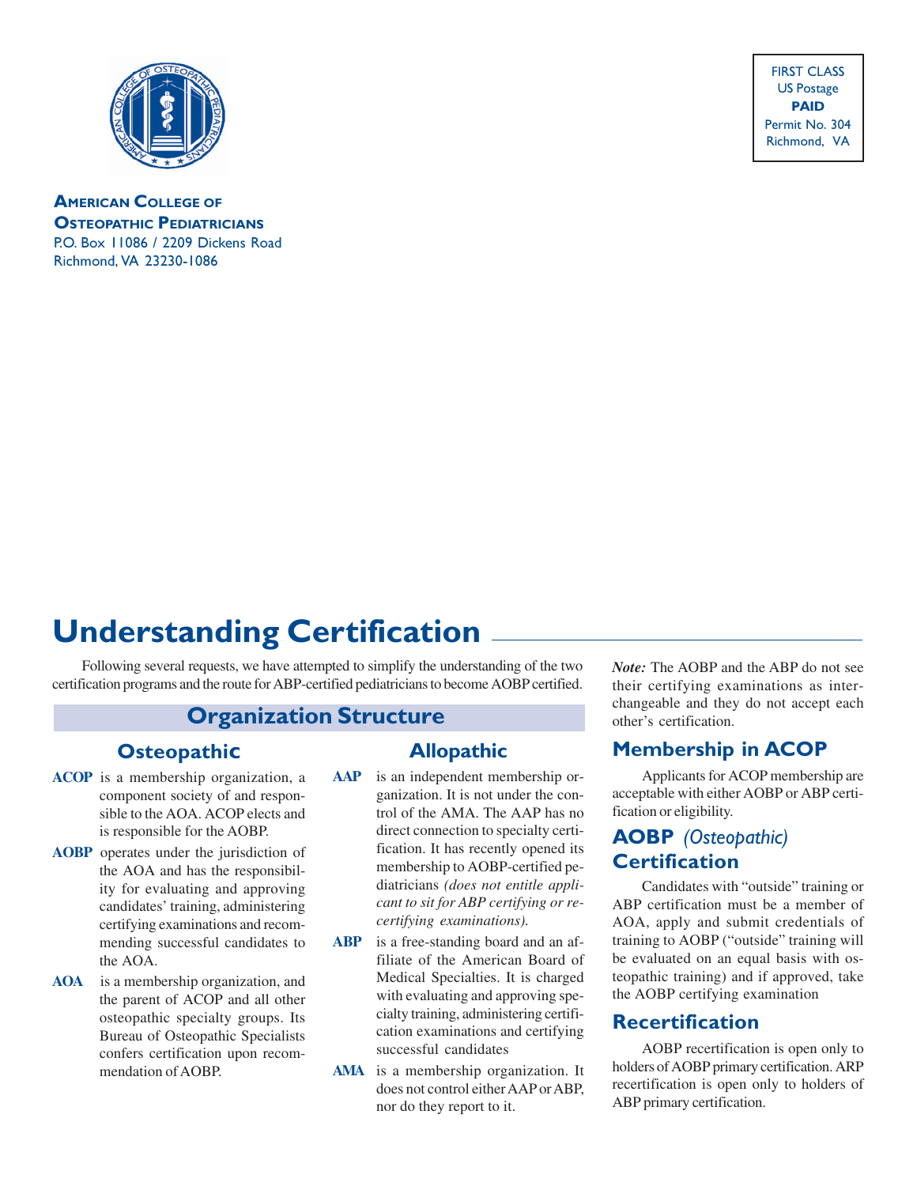**American College of Osteopathic Pediatricians**
P.O. Box 11086 / 2209 Dickens Road
Richmond, VA 23230-1086

FIRST CLASS
US Postage
**PAID**
Permit No. 304
Richmond, VA

# Understanding Certification

Following several requests, we have attempted to simplify the understanding of the two certification programs and the route for ABP-certified pediatricians to become AOBP certified.

## Organization Structure

### Osteopathic

**ACOP** is a membership organization, a component society of and responsible to the AOA. ACOP elects and is responsible for the AOBP.

**AOBP** operates under the jurisdiction of the AOA and has the responsibility for evaluating and approving candidates' training, administering certifying examinations and recommending successful candidates to the AOA.

**AOA** is a membership organization, and the parent of ACOP and all other osteopathic specialty groups. Its Bureau of Osteopathic Specialists confers certification upon recommendation of AOBP.

### Allopathic

**AAP** is an independent membership organization. It is not under the control of the AMA. The AAP has no direct connection to specialty certification. It has recently opened its membership to AOBP-certified pediatricians *(does not entitle applicant to sit for ABP certifying or recertifying examinations).*

**ABP** is a free-standing board and an affiliate of the American Board of Medical Specialties. It is charged with evaluating and approving specialty training, administering certification examinations and certifying successful candidates

**AMA** is a membership organization. It does not control either AAP or ABP, nor do they report to it.

***Note:*** The AOBP and the ABP do not see their certifying examinations as interchangeable and they do not accept each other's certification.

## Membership in ACOP

Applicants for ACOP membership are acceptable with either AOBP or ABP certification or eligibility.

## AOBP *(Osteopathic)* Certification

Candidates with "outside" training or ABP certification must be a member of AOA, apply and submit credentials of training to AOBP ("outside" training will be evaluated on an equal basis with osteopathic training) and if approved, take the AOBP certifying examination

## Recertification

AOBP recertification is open only to holders of AOBP primary certification. ARP recertification is open only to holders of ABP primary certification.